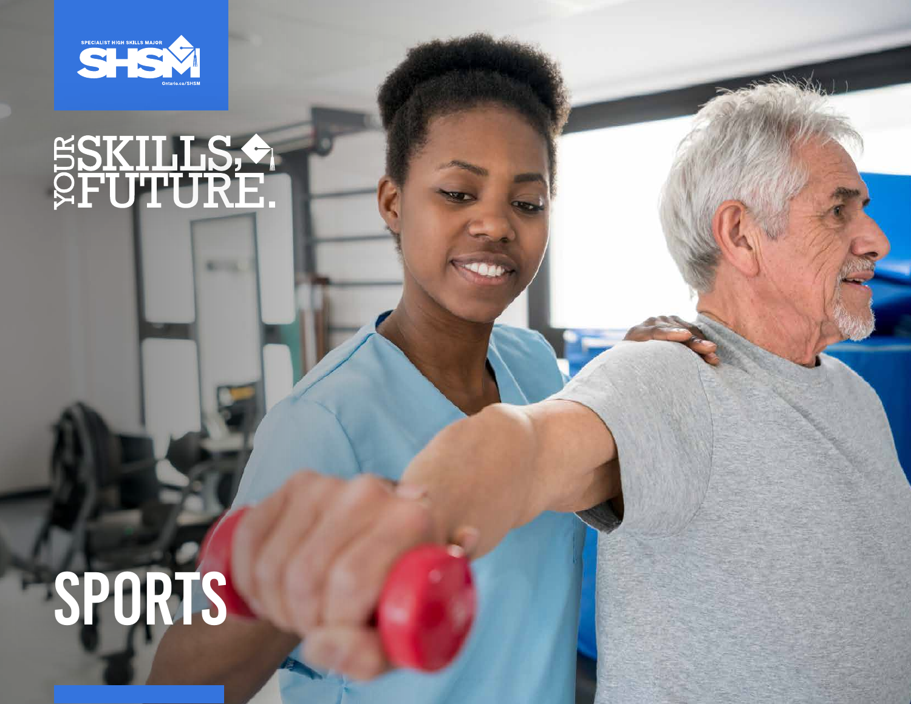SPECIALIST HIGH SKILLS MAJOR

SHSM

Ontario.ca/SHSM

YOUR SKILLS, FUTURE.

# SPORTS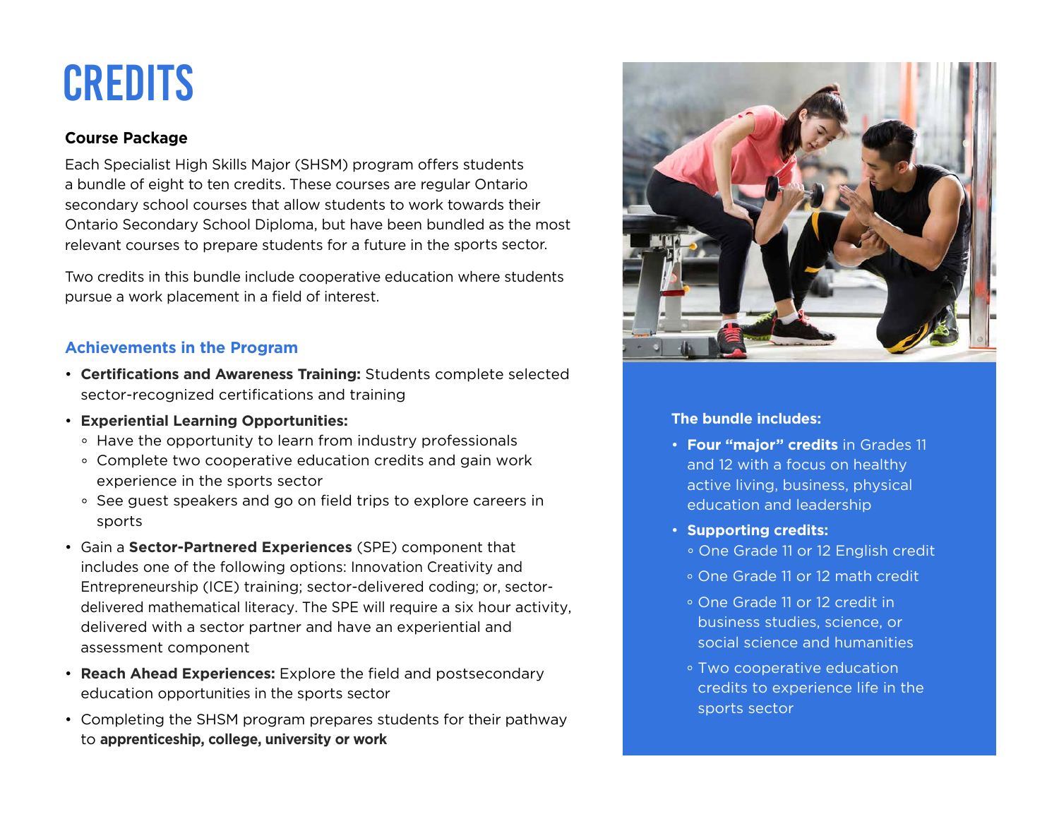# CREDITS

### Course Package

Each Specialist High Skills Major (SHSM) program offers students a bundle of eight to ten credits. These courses are regular Ontario secondary school courses that allow students to work towards their Ontario Secondary School Diploma, but have been bundled as the most relevant courses to prepare students for a future in the sports sector.

Two credits in this bundle include cooperative education where students pursue a work placement in a field of interest.

### Achievements in the Program

- **Certifications and Awareness Training:** Students complete selected sector-recognized certifications and training
- **Experiential Learning Opportunities:**
  - Have the opportunity to learn from industry professionals
  - Complete two cooperative education credits and gain work experience in the sports sector
  - See guest speakers and go on field trips to explore careers in sports
- Gain a **Sector-Partnered Experiences** (SPE) component that includes one of the following options: Innovation Creativity and Entrepreneurship (ICE) training; sector-delivered coding; or, sector-delivered mathematical literacy. The SPE will require a six hour activity, delivered with a sector partner and have an experiential and assessment component
- **Reach Ahead Experiences:** Explore the field and postsecondary education opportunities in the sports sector
- Completing the SHSM program prepares students for their pathway to **apprenticeship, college, university or work**

**The bundle includes:**

- **Four "major" credits** in Grades 11 and 12 with a focus on healthy active living, business, physical education and leadership
- **Supporting credits:**
  - One Grade 11 or 12 English credit
  - One Grade 11 or 12 math credit
  - One Grade 11 or 12 credit in business studies, science, or social science and humanities
  - Two cooperative education credits to experience life in the sports sector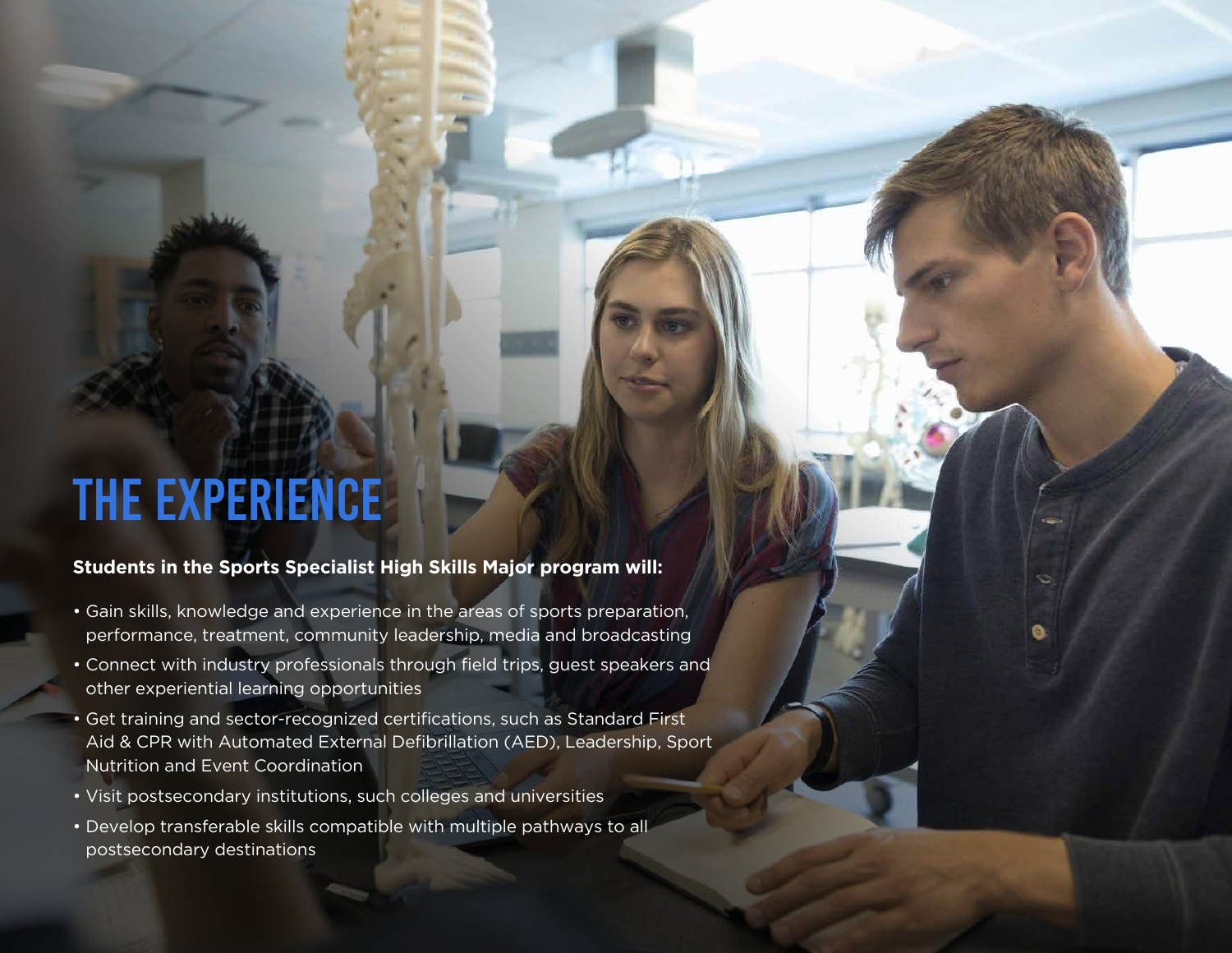# THE EXPERIENCE

**Students in the Sports Specialist High Skills Major program will:**

- Gain skills, knowledge and experience in the areas of sports preparation, performance, treatment, community leadership, media and broadcasting
- Connect with industry professionals through field trips, guest speakers and other experiential learning opportunities
- Get training and sector-recognized certifications, such as Standard First Aid & CPR with Automated External Defibrillation (AED), Leadership, Sport Nutrition and Event Coordination
- Visit postsecondary institutions, such colleges and universities
- Develop transferable skills compatible with multiple pathways to all postsecondary destinations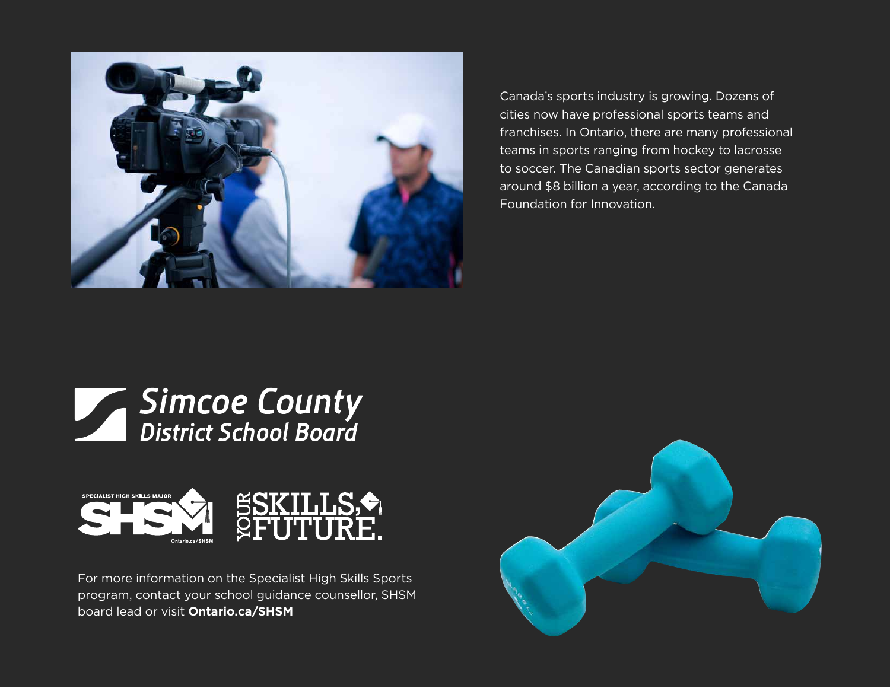Canada's sports industry is growing. Dozens of cities now have professional sports teams and franchises. In Ontario, there are many professional teams in sports ranging from hockey to lacrosse to soccer. The Canadian sports sector generates around $8 billion a year, according to the Canada Foundation for Innovation.

Simcoe County District School Board

SPECIALIST HIGH SKILLS MAJOR SHSM Ontario.ca/SHSM

YOUR SKILLS, YOUR FUTURE.

For more information on the Specialist High Skills Sports program, contact your school guidance counsellor, SHSM board lead or visit **Ontario.ca/SHSM**